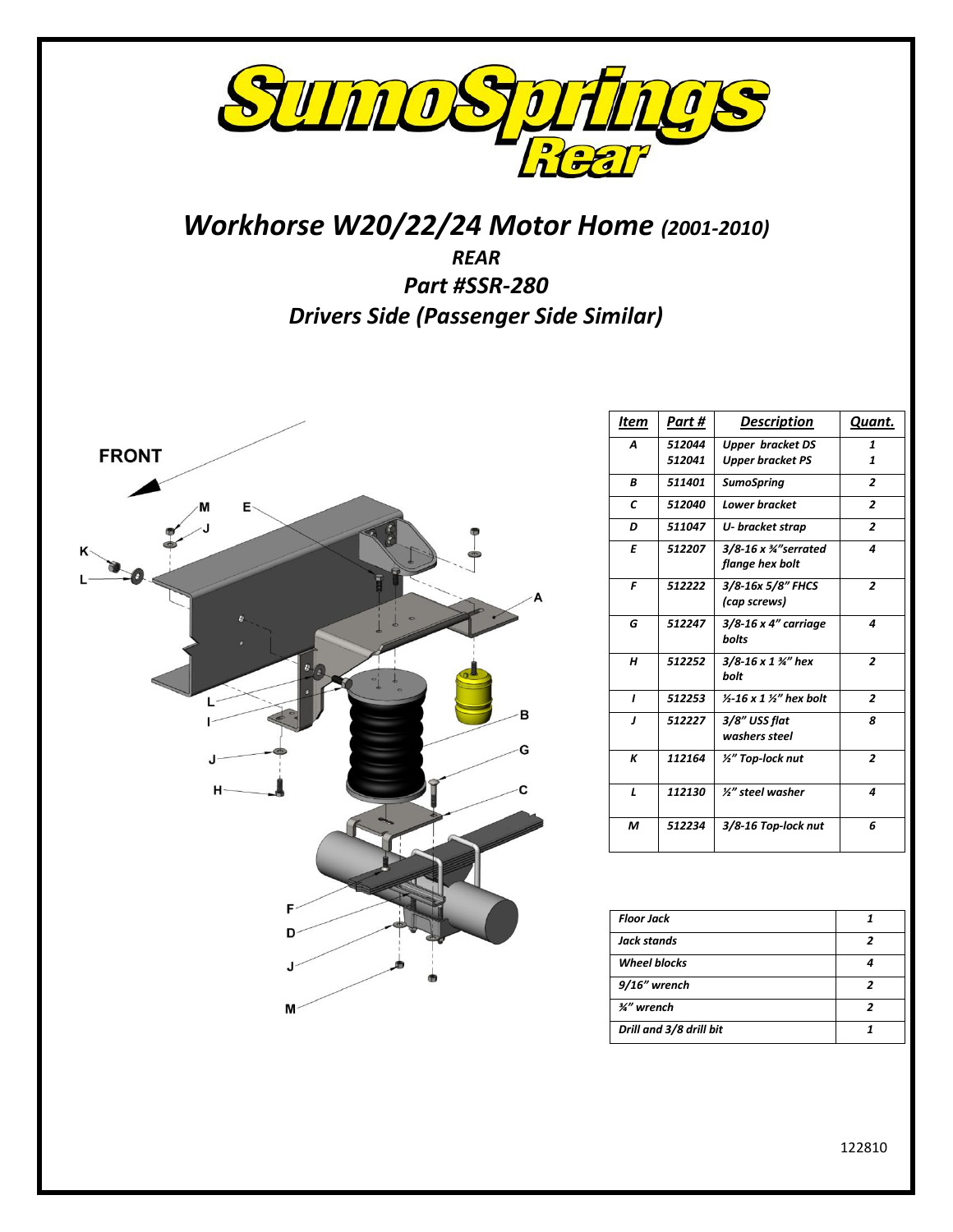# SumoSprings Rear

## *Workhorse W20/22/24 Motor Home (2001-2010)*

### *REAR*
### *Part #SSR-280*
### *Drivers Side (Passenger Side Similar)*

| Item | Part # | Description | Quant. |
|---|---|---|---|
| A | 512044<br>512041 | Upper bracket DS<br>Upper bracket PS | 1<br>1 |
| B | 511401 | SumoSpring | 2 |
| C | 512040 | Lower bracket | 2 |
| D | 511047 | U- bracket strap | 2 |
| E | 512207 | 3/8-16 x ¾"serrated flange hex bolt | 4 |
| F | 512222 | 3/8-16x 5/8" FHCS (cap screws) | 2 |
| G | 512247 | 3/8-16 x 4" carriage bolts | 4 |
| H | 512252 | 3/8-16 x 1 ¾" hex bolt | 2 |
| I | 512253 | ½-16 x 1 ½" hex bolt | 2 |
| J | 512227 | 3/8" USS flat washers steel | 8 |
| K | 112164 | ½" Top-lock nut | 2 |
| L | 112130 | ½" steel washer | 4 |
| M | 512234 | 3/8-16 Top-lock nut | 6 |

| Tool | Qty |
|---|---|
| Floor Jack | 1 |
| Jack stands | 2 |
| Wheel blocks | 4 |
| 9/16" wrench | 2 |
| ¾" wrench | 2 |
| Drill and 3/8 drill bit | 1 |

122810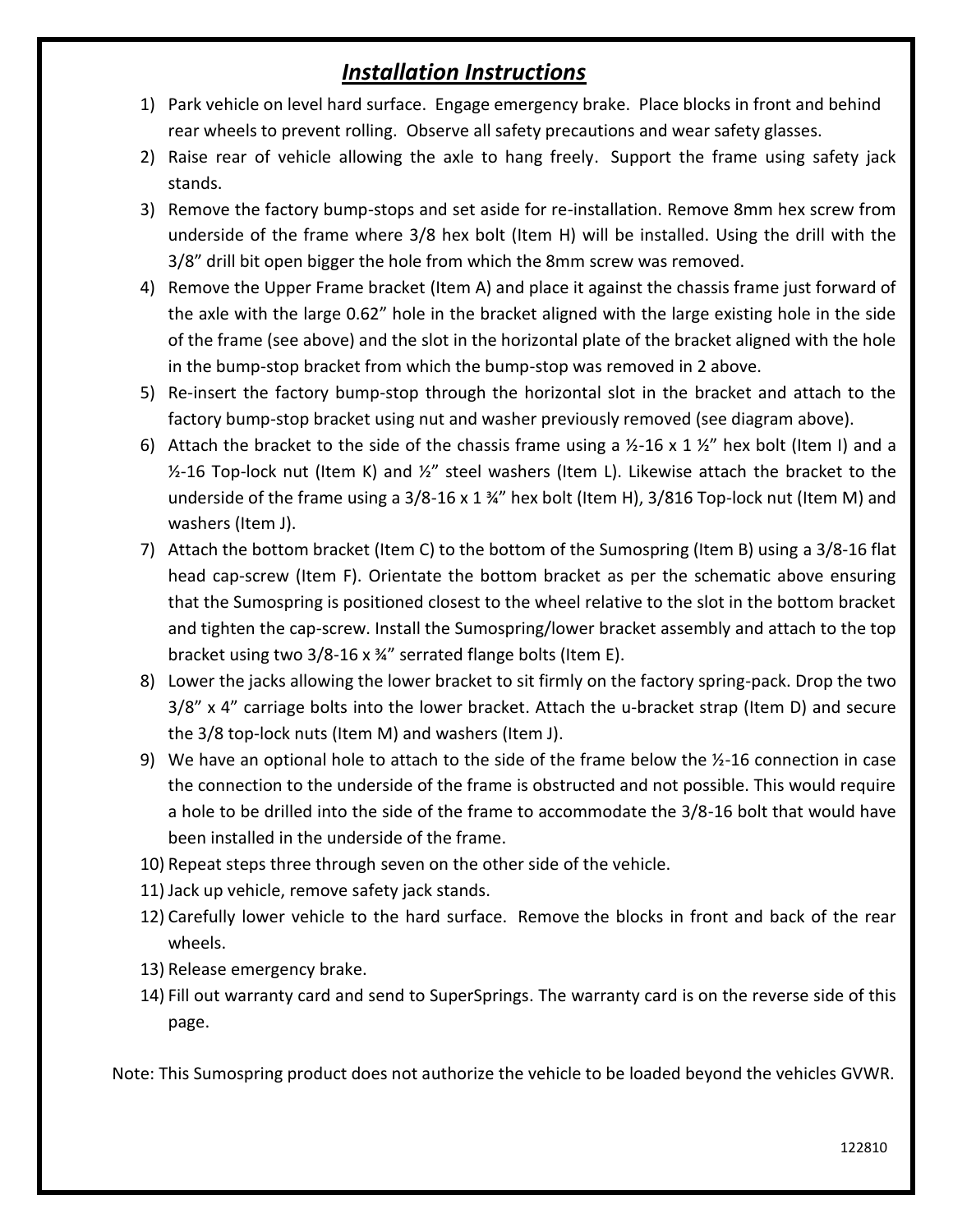## *Installation Instructions*

1) Park vehicle on level hard surface. Engage emergency brake. Place blocks in front and behind rear wheels to prevent rolling. Observe all safety precautions and wear safety glasses.
2) Raise rear of vehicle allowing the axle to hang freely. Support the frame using safety jack stands.
3) Remove the factory bump-stops and set aside for re-installation. Remove 8mm hex screw from underside of the frame where 3/8 hex bolt (Item H) will be installed. Using the drill with the 3/8" drill bit open bigger the hole from which the 8mm screw was removed.
4) Remove the Upper Frame bracket (Item A) and place it against the chassis frame just forward of the axle with the large 0.62" hole in the bracket aligned with the large existing hole in the side of the frame (see above) and the slot in the horizontal plate of the bracket aligned with the hole in the bump-stop bracket from which the bump-stop was removed in 2 above.
5) Re-insert the factory bump-stop through the horizontal slot in the bracket and attach to the factory bump-stop bracket using nut and washer previously removed (see diagram above).
6) Attach the bracket to the side of the chassis frame using a ½-16 x 1 ½" hex bolt (Item I) and a ½-16 Top-lock nut (Item K) and ½" steel washers (Item L). Likewise attach the bracket to the underside of the frame using a 3/8-16 x 1 ¾" hex bolt (Item H), 3/816 Top-lock nut (Item M) and washers (Item J).
7) Attach the bottom bracket (Item C) to the bottom of the Sumospring (Item B) using a 3/8-16 flat head cap-screw (Item F). Orientate the bottom bracket as per the schematic above ensuring that the Sumospring is positioned closest to the wheel relative to the slot in the bottom bracket and tighten the cap-screw. Install the Sumospring/lower bracket assembly and attach to the top bracket using two 3/8-16 x ¾" serrated flange bolts (Item E).
8) Lower the jacks allowing the lower bracket to sit firmly on the factory spring-pack. Drop the two 3/8" x 4" carriage bolts into the lower bracket. Attach the u-bracket strap (Item D) and secure the 3/8 top-lock nuts (Item M) and washers (Item J).
9) We have an optional hole to attach to the side of the frame below the ½-16 connection in case the connection to the underside of the frame is obstructed and not possible. This would require a hole to be drilled into the side of the frame to accommodate the 3/8-16 bolt that would have been installed in the underside of the frame.
10) Repeat steps three through seven on the other side of the vehicle.
11) Jack up vehicle, remove safety jack stands.
12) Carefully lower vehicle to the hard surface. Remove the blocks in front and back of the rear wheels.
13) Release emergency brake.
14) Fill out warranty card and send to SuperSprings. The warranty card is on the reverse side of this page.

Note: This Sumospring product does not authorize the vehicle to be loaded beyond the vehicles GVWR.

122810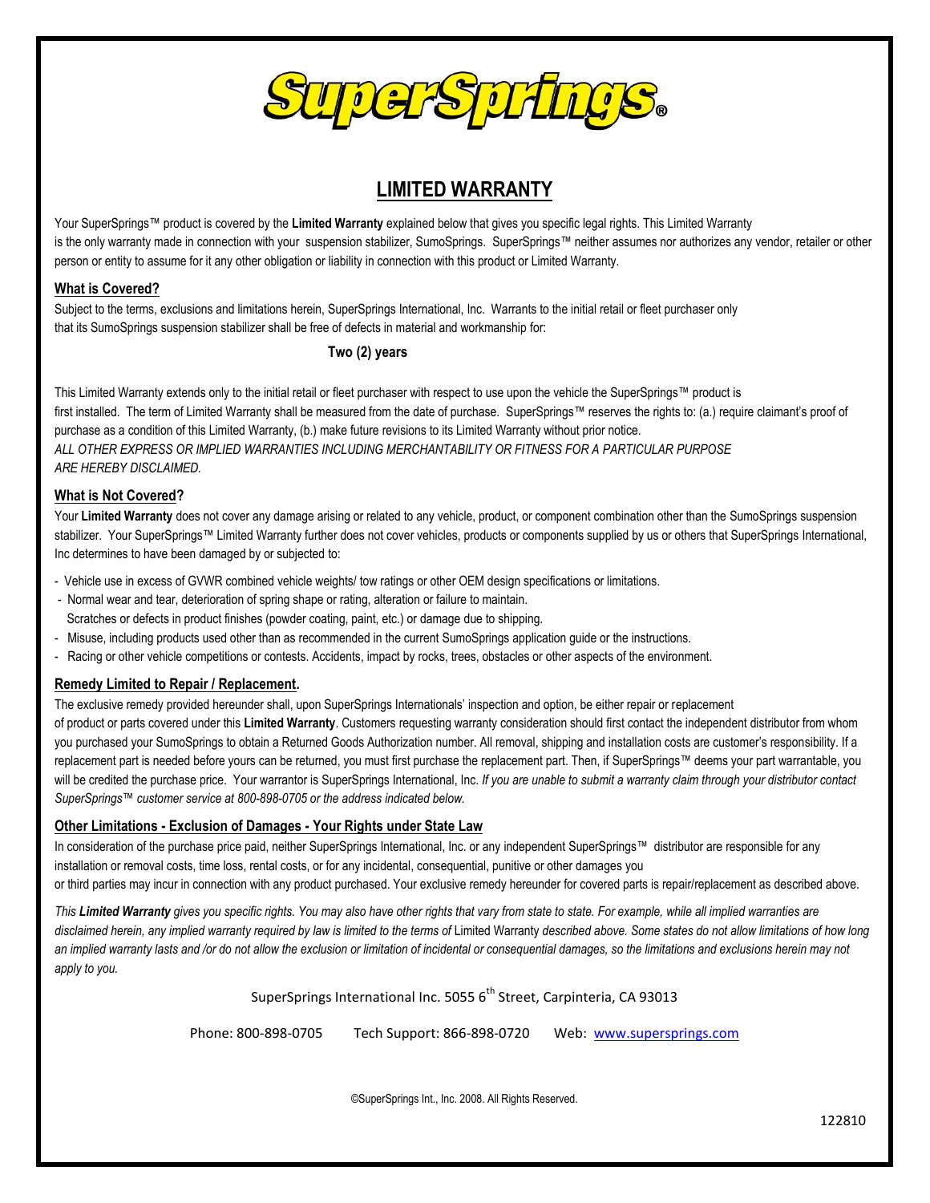# SuperSprings®

## LIMITED WARRANTY

Your SuperSprings™ product is covered by the **Limited Warranty** explained below that gives you specific legal rights. This Limited Warranty is the only warranty made in connection with your suspension stabilizer, SumoSprings. SuperSprings™ neither assumes nor authorizes any vendor, retailer or other person or entity to assume for it any other obligation or liability in connection with this product or Limited Warranty.

### What is Covered?

Subject to the terms, exclusions and limitations herein, SuperSprings International, Inc. Warrants to the initial retail or fleet purchaser only that its SumoSprings suspension stabilizer shall be free of defects in material and workmanship for:

**Two (2) years**

This Limited Warranty extends only to the initial retail or fleet purchaser with respect to use upon the vehicle the SuperSprings™ product is first installed. The term of Limited Warranty shall be measured from the date of purchase. SuperSprings™ reserves the rights to: (a.) require claimant's proof of purchase as a condition of this Limited Warranty, (b.) make future revisions to its Limited Warranty without prior notice.

*ALL OTHER EXPRESS OR IMPLIED WARRANTIES INCLUDING MERCHANTABILITY OR FITNESS FOR A PARTICULAR PURPOSE ARE HEREBY DISCLAIMED.*

### What is Not Covered?

Your **Limited Warranty** does not cover any damage arising or related to any vehicle, product, or component combination other than the SumoSprings suspension stabilizer. Your SuperSprings™ Limited Warranty further does not cover vehicles, products or components supplied by us or others that SuperSprings International, Inc determines to have been damaged by or subjected to:

- Vehicle use in excess of GVWR combined vehicle weights/ tow ratings or other OEM design specifications or limitations.
- Normal wear and tear, deterioration of spring shape or rating, alteration or failure to maintain. Scratches or defects in product finishes (powder coating, paint, etc.) or damage due to shipping.
- Misuse, including products used other than as recommended in the current SumoSprings application guide or the instructions.
- Racing or other vehicle competitions or contests. Accidents, impact by rocks, trees, obstacles or other aspects of the environment.

### Remedy Limited to Repair / Replacement.

The exclusive remedy provided hereunder shall, upon SuperSprings Internationals' inspection and option, be either repair or replacement of product or parts covered under this **Limited Warranty**. Customers requesting warranty consideration should first contact the independent distributor from whom you purchased your SumoSprings to obtain a Returned Goods Authorization number. All removal, shipping and installation costs are customer's responsibility. If a replacement part is needed before yours can be returned, you must first purchase the replacement part. Then, if SuperSprings™ deems your part warrantable, you will be credited the purchase price. Your warrantor is SuperSprings International, Inc. *If you are unable to submit a warranty claim through your distributor contact SuperSprings™ customer service at 800-898-0705 or the address indicated below.*

### Other Limitations - Exclusion of Damages - Your Rights under State Law

In consideration of the purchase price paid, neither SuperSprings International, Inc. or any independent SuperSprings™ distributor are responsible for any installation or removal costs, time loss, rental costs, or for any incidental, consequential, punitive or other damages you or third parties may incur in connection with any product purchased. Your exclusive remedy hereunder for covered parts is repair/replacement as described above.

*This **Limited Warranty** gives you specific rights. You may also have other rights that vary from state to state. For example, while all implied warranties are disclaimed herein, any implied warranty required by law is limited to the terms of* Limited Warranty *described above. Some states do not allow limitations of how long an implied warranty lasts and /or do not allow the exclusion or limitation of incidental or consequential damages, so the limitations and exclusions herein may not apply to you.*

SuperSprings International Inc. 5055 6th Street, Carpinteria, CA 93013

Phone: 800-898-0705 Tech Support: 866-898-0720 Web: www.supersprings.com

©SuperSprings Int., Inc. 2008. All Rights Reserved.

122810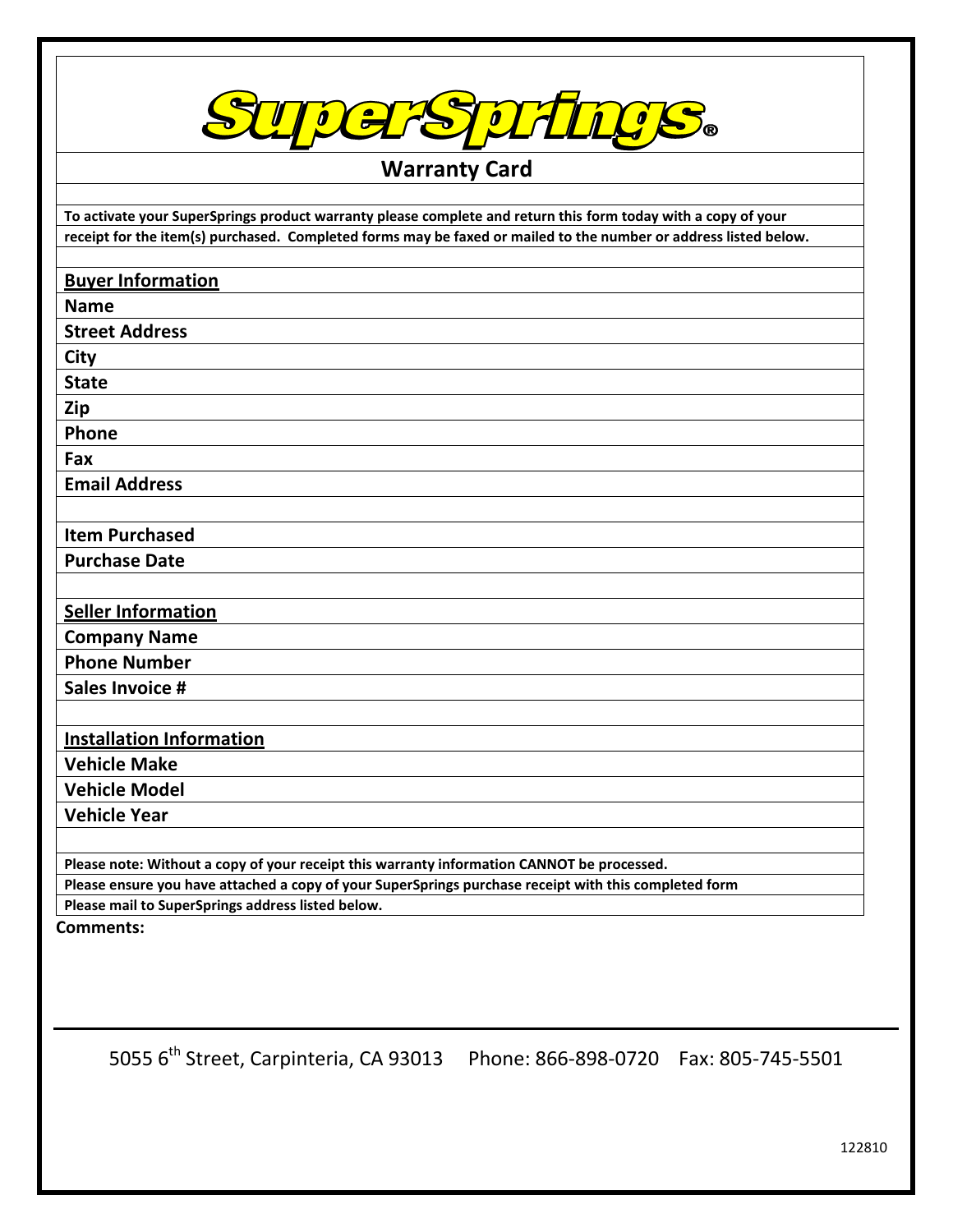# SuperSprings®

## Warranty Card

**To activate your SuperSprings product warranty please complete and return this form today with a copy of your receipt for the item(s) purchased. Completed forms may be faxed or mailed to the number or address listed below.**

**Buyer Information**

**Name**

**Street Address**

**City**

**State**

**Zip**

**Phone**

**Fax**

**Email Address**

**Item Purchased**

**Purchase Date**

**Seller Information**

**Company Name**

**Phone Number**

**Sales Invoice #**

**Installation Information**

**Vehicle Make**

**Vehicle Model**

**Vehicle Year**

**Please note: Without a copy of your receipt this warranty information CANNOT be processed.**

**Please ensure you have attached a copy of your SuperSprings purchase receipt with this completed form**

**Please mail to SuperSprings address listed below.**

**Comments:**

5055 6th Street, Carpinteria, CA 93013 Phone: 866-898-0720 Fax: 805-745-5501

122810